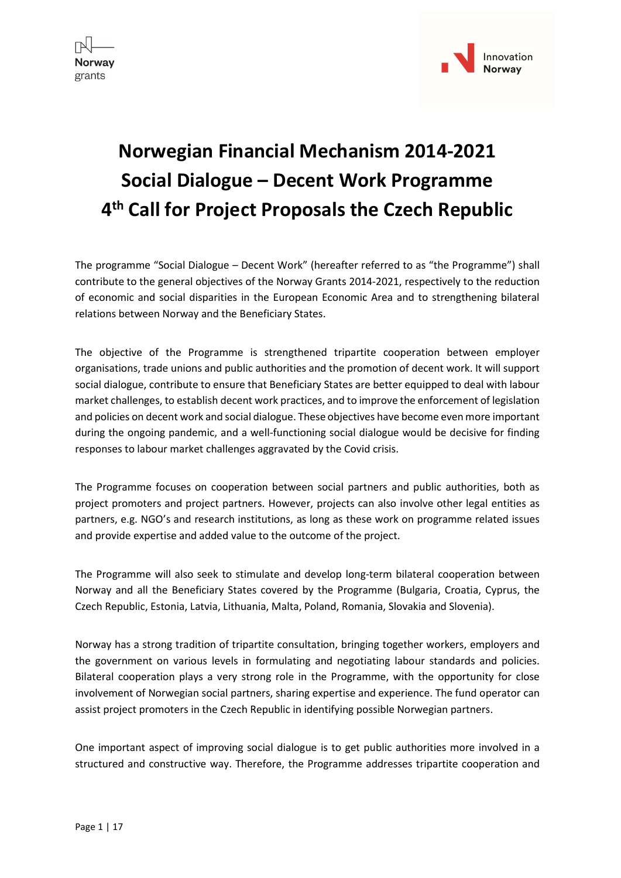# Norwegian Financial Mechanism 2014-2021
# Social Dialogue – Decent Work Programme
# 4th Call for Project Proposals the Czech Republic

The programme "Social Dialogue – Decent Work" (hereafter referred to as "the Programme") shall contribute to the general objectives of the Norway Grants 2014-2021, respectively to the reduction of economic and social disparities in the European Economic Area and to strengthening bilateral relations between Norway and the Beneficiary States.

The objective of the Programme is strengthened tripartite cooperation between employer organisations, trade unions and public authorities and the promotion of decent work. It will support social dialogue, contribute to ensure that Beneficiary States are better equipped to deal with labour market challenges, to establish decent work practices, and to improve the enforcement of legislation and policies on decent work and social dialogue. These objectives have become even more important during the ongoing pandemic, and a well-functioning social dialogue would be decisive for finding responses to labour market challenges aggravated by the Covid crisis.

The Programme focuses on cooperation between social partners and public authorities, both as project promoters and project partners. However, projects can also involve other legal entities as partners, e.g. NGO's and research institutions, as long as these work on programme related issues and provide expertise and added value to the outcome of the project.

The Programme will also seek to stimulate and develop long-term bilateral cooperation between Norway and all the Beneficiary States covered by the Programme (Bulgaria, Croatia, Cyprus, the Czech Republic, Estonia, Latvia, Lithuania, Malta, Poland, Romania, Slovakia and Slovenia).

Norway has a strong tradition of tripartite consultation, bringing together workers, employers and the government on various levels in formulating and negotiating labour standards and policies. Bilateral cooperation plays a very strong role in the Programme, with the opportunity for close involvement of Norwegian social partners, sharing expertise and experience. The fund operator can assist project promoters in the Czech Republic in identifying possible Norwegian partners.

One important aspect of improving social dialogue is to get public authorities more involved in a structured and constructive way. Therefore, the Programme addresses tripartite cooperation and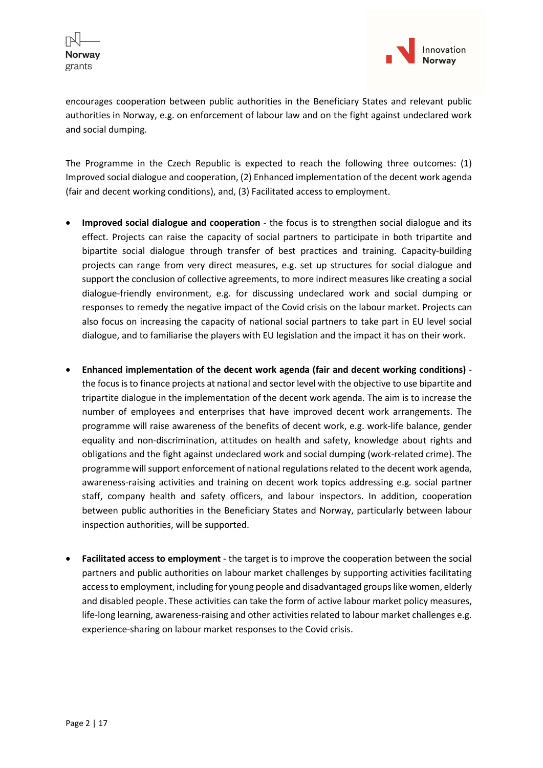encourages cooperation between public authorities in the Beneficiary States and relevant public authorities in Norway, e.g. on enforcement of labour law and on the fight against undeclared work and social dumping.

The Programme in the Czech Republic is expected to reach the following three outcomes: (1) Improved social dialogue and cooperation, (2) Enhanced implementation of the decent work agenda (fair and decent working conditions), and, (3) Facilitated access to employment.

- **Improved social dialogue and cooperation** - the focus is to strengthen social dialogue and its effect. Projects can raise the capacity of social partners to participate in both tripartite and bipartite social dialogue through transfer of best practices and training. Capacity-building projects can range from very direct measures, e.g. set up structures for social dialogue and support the conclusion of collective agreements, to more indirect measures like creating a social dialogue-friendly environment, e.g. for discussing undeclared work and social dumping or responses to remedy the negative impact of the Covid crisis on the labour market. Projects can also focus on increasing the capacity of national social partners to take part in EU level social dialogue, and to familiarise the players with EU legislation and the impact it has on their work.

- **Enhanced implementation of the decent work agenda (fair and decent working conditions)** - the focus is to finance projects at national and sector level with the objective to use bipartite and tripartite dialogue in the implementation of the decent work agenda. The aim is to increase the number of employees and enterprises that have improved decent work arrangements. The programme will raise awareness of the benefits of decent work, e.g. work-life balance, gender equality and non-discrimination, attitudes on health and safety, knowledge about rights and obligations and the fight against undeclared work and social dumping (work-related crime). The programme will support enforcement of national regulations related to the decent work agenda, awareness-raising activities and training on decent work topics addressing e.g. social partner staff, company health and safety officers, and labour inspectors. In addition, cooperation between public authorities in the Beneficiary States and Norway, particularly between labour inspection authorities, will be supported.

- **Facilitated access to employment** - the target is to improve the cooperation between the social partners and public authorities on labour market challenges by supporting activities facilitating access to employment, including for young people and disadvantaged groups like women, elderly and disabled people. These activities can take the form of active labour market policy measures, life-long learning, awareness-raising and other activities related to labour market challenges e.g. experience-sharing on labour market responses to the Covid crisis.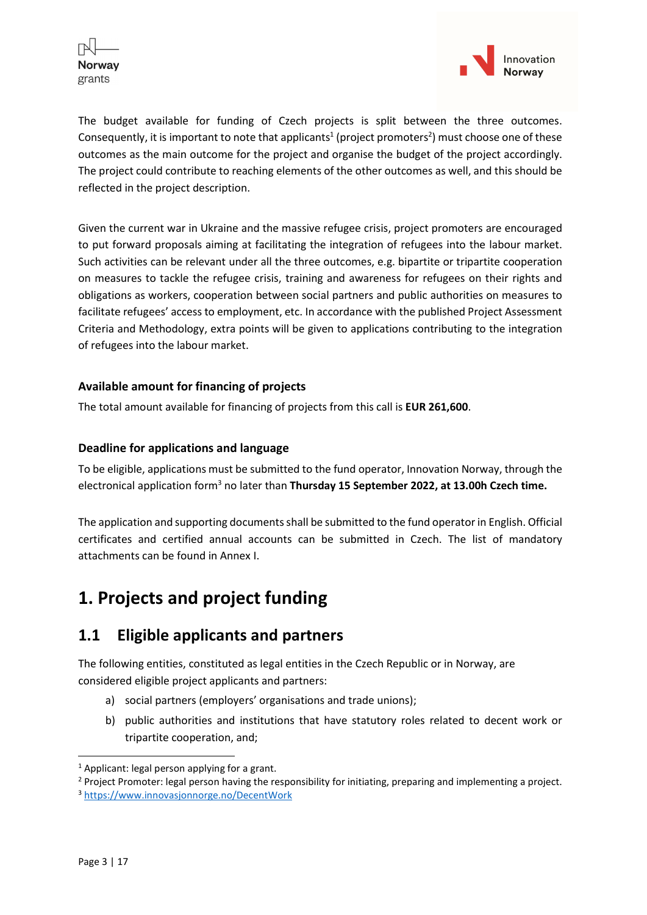The budget available for funding of Czech projects is split between the three outcomes. Consequently, it is important to note that applicants[1] (project promoters[2]) must choose one of these outcomes as the main outcome for the project and organise the budget of the project accordingly. The project could contribute to reaching elements of the other outcomes as well, and this should be reflected in the project description.

Given the current war in Ukraine and the massive refugee crisis, project promoters are encouraged to put forward proposals aiming at facilitating the integration of refugees into the labour market. Such activities can be relevant under all the three outcomes, e.g. bipartite or tripartite cooperation on measures to tackle the refugee crisis, training and awareness for refugees on their rights and obligations as workers, cooperation between social partners and public authorities on measures to facilitate refugees' access to employment, etc. In accordance with the published Project Assessment Criteria and Methodology, extra points will be given to applications contributing to the integration of refugees into the labour market.

### Available amount for financing of projects

The total amount available for financing of projects from this call is **EUR 261,600**.

### Deadline for applications and language

To be eligible, applications must be submitted to the fund operator, Innovation Norway, through the electronical application form[3] no later than **Thursday 15 September 2022, at 13.00h Czech time.**

The application and supporting documents shall be submitted to the fund operator in English. Official certificates and certified annual accounts can be submitted in Czech. The list of mandatory attachments can be found in Annex I.

# 1. Projects and project funding

## 1.1 Eligible applicants and partners

The following entities, constituted as legal entities in the Czech Republic or in Norway, are considered eligible project applicants and partners:

a) social partners (employers' organisations and trade unions);

b) public authorities and institutions that have statutory roles related to decent work or tripartite cooperation, and;

---

[1] Applicant: legal person applying for a grant.

[2] Project Promoter: legal person having the responsibility for initiating, preparing and implementing a project.

[3] https://www.innovasjonnorge.no/DecentWork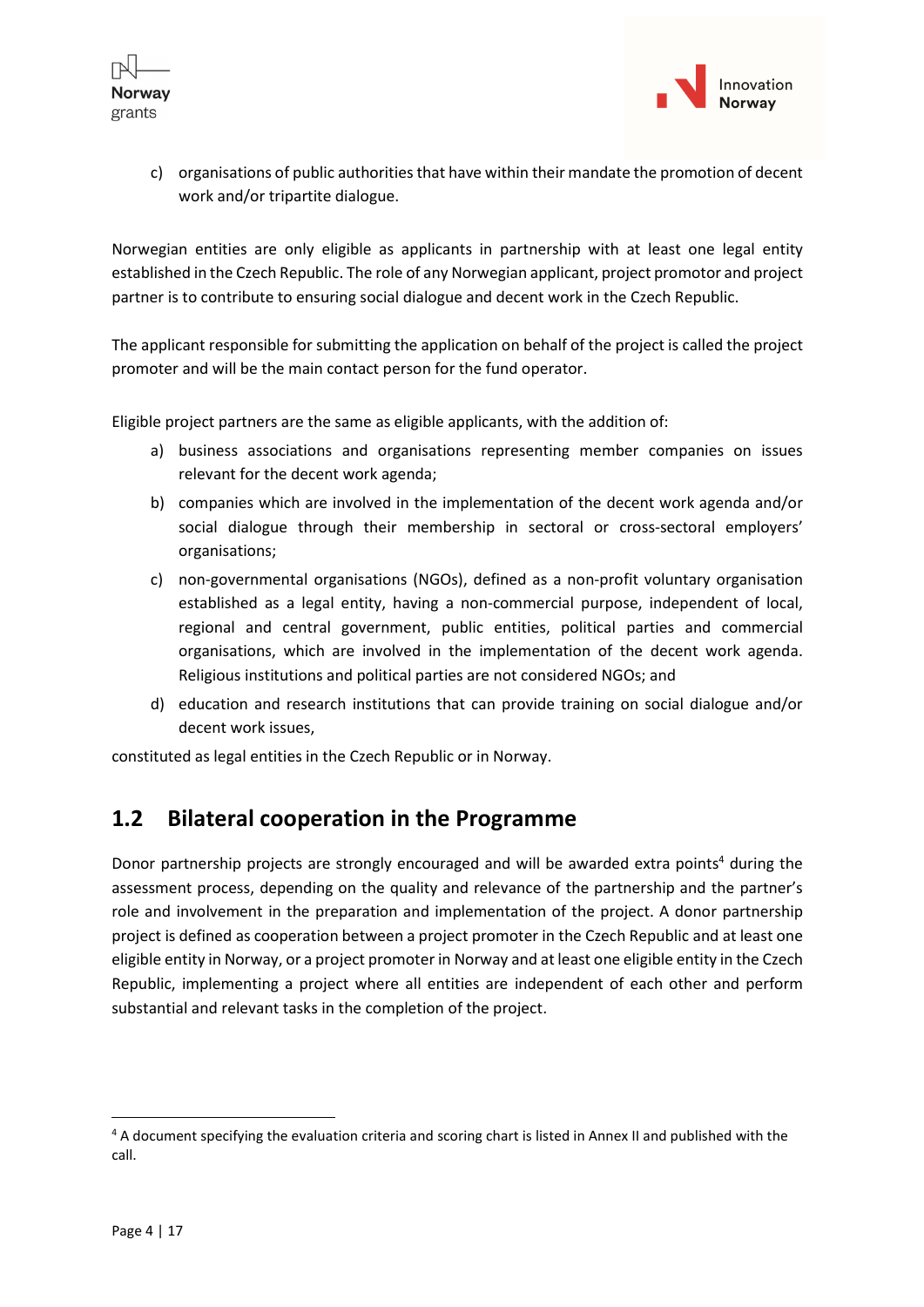c) organisations of public authorities that have within their mandate the promotion of decent work and/or tripartite dialogue.

Norwegian entities are only eligible as applicants in partnership with at least one legal entity established in the Czech Republic. The role of any Norwegian applicant, project promotor and project partner is to contribute to ensuring social dialogue and decent work in the Czech Republic.

The applicant responsible for submitting the application on behalf of the project is called the project promoter and will be the main contact person for the fund operator.

Eligible project partners are the same as eligible applicants, with the addition of:

a) business associations and organisations representing member companies on issues relevant for the decent work agenda;
b) companies which are involved in the implementation of the decent work agenda and/or social dialogue through their membership in sectoral or cross-sectoral employers' organisations;
c) non-governmental organisations (NGOs), defined as a non-profit voluntary organisation established as a legal entity, having a non-commercial purpose, independent of local, regional and central government, public entities, political parties and commercial organisations, which are involved in the implementation of the decent work agenda. Religious institutions and political parties are not considered NGOs; and
d) education and research institutions that can provide training on social dialogue and/or decent work issues,

constituted as legal entities in the Czech Republic or in Norway.

## 1.2 Bilateral cooperation in the Programme

Donor partnership projects are strongly encouraged and will be awarded extra points[4] during the assessment process, depending on the quality and relevance of the partnership and the partner's role and involvement in the preparation and implementation of the project. A donor partnership project is defined as cooperation between a project promoter in the Czech Republic and at least one eligible entity in Norway, or a project promoter in Norway and at least one eligible entity in the Czech Republic, implementing a project where all entities are independent of each other and perform substantial and relevant tasks in the completion of the project.

[4] A document specifying the evaluation criteria and scoring chart is listed in Annex II and published with the call.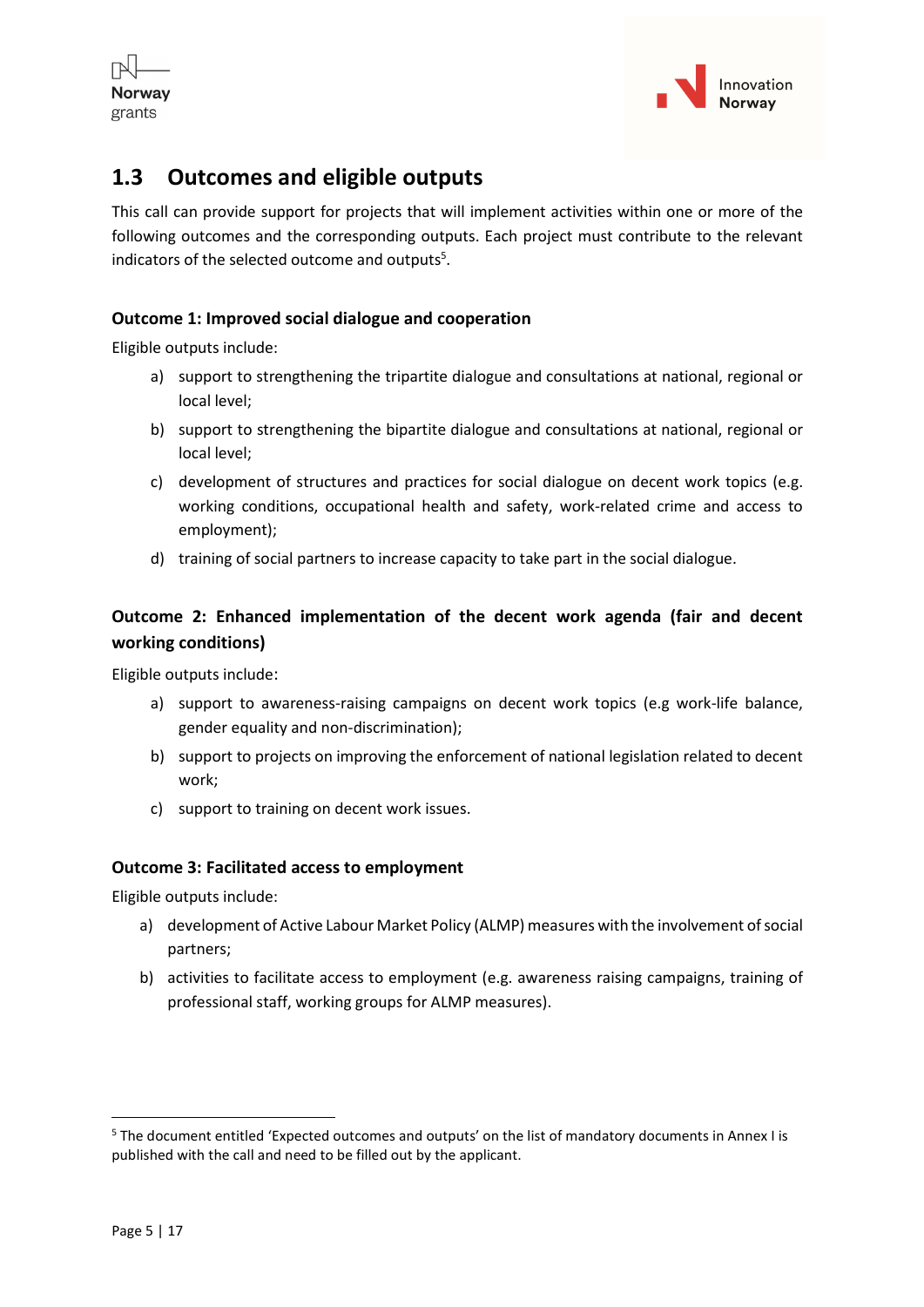## 1.3 Outcomes and eligible outputs

This call can provide support for projects that will implement activities within one or more of the following outcomes and the corresponding outputs. Each project must contribute to the relevant indicators of the selected outcome and outputs[5].

### Outcome 1: Improved social dialogue and cooperation

Eligible outputs include:

a) support to strengthening the tripartite dialogue and consultations at national, regional or local level;

b) support to strengthening the bipartite dialogue and consultations at national, regional or local level;

c) development of structures and practices for social dialogue on decent work topics (e.g. working conditions, occupational health and safety, work-related crime and access to employment);

d) training of social partners to increase capacity to take part in the social dialogue.

### Outcome 2: Enhanced implementation of the decent work agenda (fair and decent working conditions)

Eligible outputs include:

a) support to awareness-raising campaigns on decent work topics (e.g work-life balance, gender equality and non-discrimination);

b) support to projects on improving the enforcement of national legislation related to decent work;

c) support to training on decent work issues.

### Outcome 3: Facilitated access to employment

Eligible outputs include:

a) development of Active Labour Market Policy (ALMP) measures with the involvement of social partners;

b) activities to facilitate access to employment (e.g. awareness raising campaigns, training of professional staff, working groups for ALMP measures).

---

[5] The document entitled 'Expected outcomes and outputs' on the list of mandatory documents in Annex I is published with the call and need to be filled out by the applicant.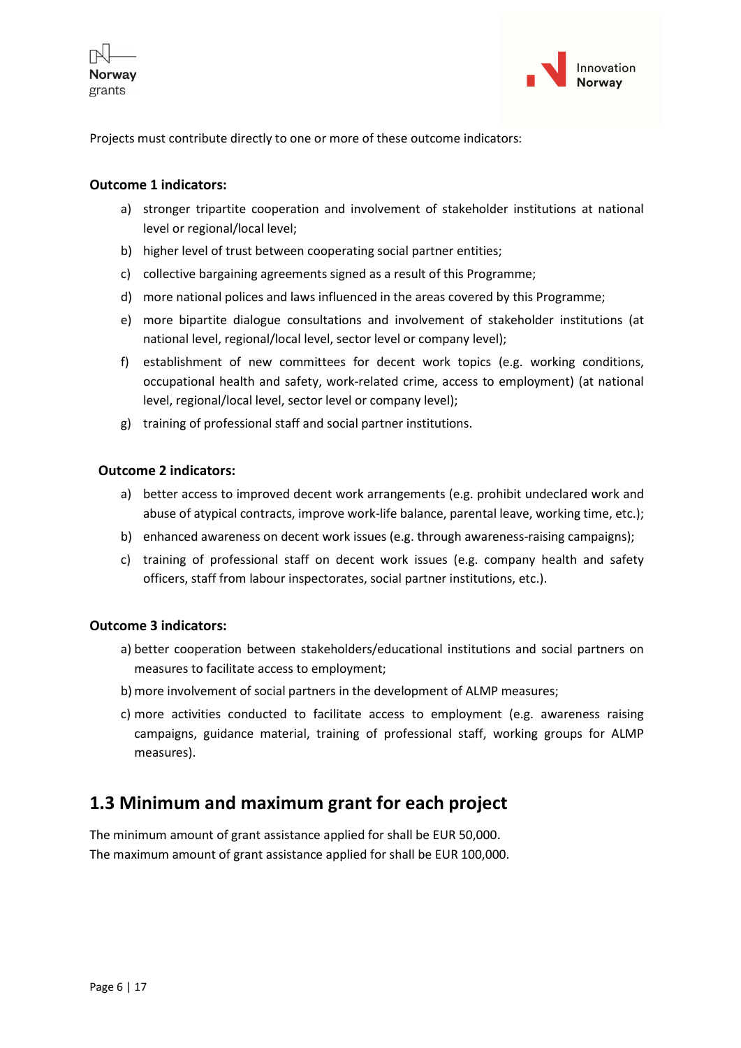Projects must contribute directly to one or more of these outcome indicators:

**Outcome 1 indicators:**

a) stronger tripartite cooperation and involvement of stakeholder institutions at national level or regional/local level;
b) higher level of trust between cooperating social partner entities;
c) collective bargaining agreements signed as a result of this Programme;
d) more national polices and laws influenced in the areas covered by this Programme;
e) more bipartite dialogue consultations and involvement of stakeholder institutions (at national level, regional/local level, sector level or company level);
f) establishment of new committees for decent work topics (e.g. working conditions, occupational health and safety, work-related crime, access to employment) (at national level, regional/local level, sector level or company level);
g) training of professional staff and social partner institutions.

**Outcome 2 indicators:**

a) better access to improved decent work arrangements (e.g. prohibit undeclared work and abuse of atypical contracts, improve work-life balance, parental leave, working time, etc.);
b) enhanced awareness on decent work issues (e.g. through awareness-raising campaigns);
c) training of professional staff on decent work issues (e.g. company health and safety officers, staff from labour inspectorates, social partner institutions, etc.).

**Outcome 3 indicators:**

a) better cooperation between stakeholders/educational institutions and social partners on measures to facilitate access to employment;
b) more involvement of social partners in the development of ALMP measures;
c) more activities conducted to facilitate access to employment (e.g. awareness raising campaigns, guidance material, training of professional staff, working groups for ALMP measures).

## 1.3 Minimum and maximum grant for each project

The minimum amount of grant assistance applied for shall be EUR 50,000.
The maximum amount of grant assistance applied for shall be EUR 100,000.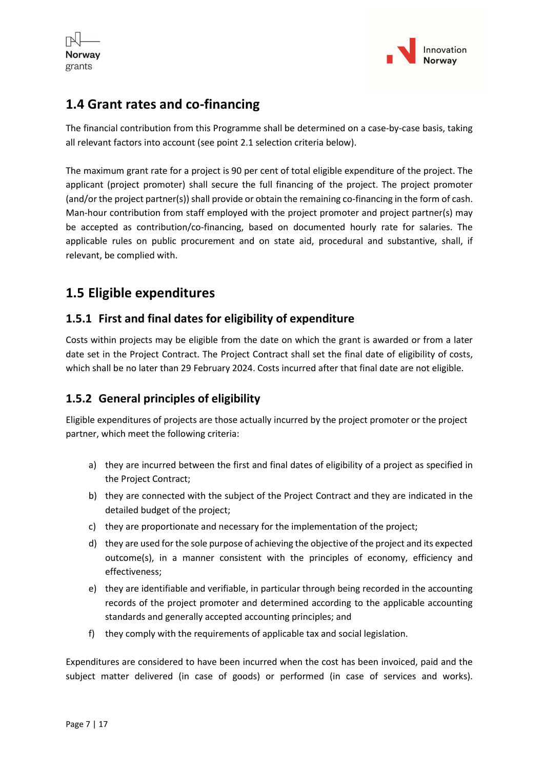## 1.4 Grant rates and co-financing

The financial contribution from this Programme shall be determined on a case-by-case basis, taking all relevant factors into account (see point 2.1 selection criteria below).

The maximum grant rate for a project is 90 per cent of total eligible expenditure of the project. The applicant (project promoter) shall secure the full financing of the project. The project promoter (and/or the project partner(s)) shall provide or obtain the remaining co-financing in the form of cash. Man-hour contribution from staff employed with the project promoter and project partner(s) may be accepted as contribution/co-financing, based on documented hourly rate for salaries. The applicable rules on public procurement and on state aid, procedural and substantive, shall, if relevant, be complied with.

## 1.5 Eligible expenditures

### 1.5.1 First and final dates for eligibility of expenditure

Costs within projects may be eligible from the date on which the grant is awarded or from a later date set in the Project Contract. The Project Contract shall set the final date of eligibility of costs, which shall be no later than 29 February 2024. Costs incurred after that final date are not eligible.

### 1.5.2 General principles of eligibility

Eligible expenditures of projects are those actually incurred by the project promoter or the project partner, which meet the following criteria:

a) they are incurred between the first and final dates of eligibility of a project as specified in the Project Contract;
b) they are connected with the subject of the Project Contract and they are indicated in the detailed budget of the project;
c) they are proportionate and necessary for the implementation of the project;
d) they are used for the sole purpose of achieving the objective of the project and its expected outcome(s), in a manner consistent with the principles of economy, efficiency and effectiveness;
e) they are identifiable and verifiable, in particular through being recorded in the accounting records of the project promoter and determined according to the applicable accounting standards and generally accepted accounting principles; and
f) they comply with the requirements of applicable tax and social legislation.

Expenditures are considered to have been incurred when the cost has been invoiced, paid and the subject matter delivered (in case of goods) or performed (in case of services and works).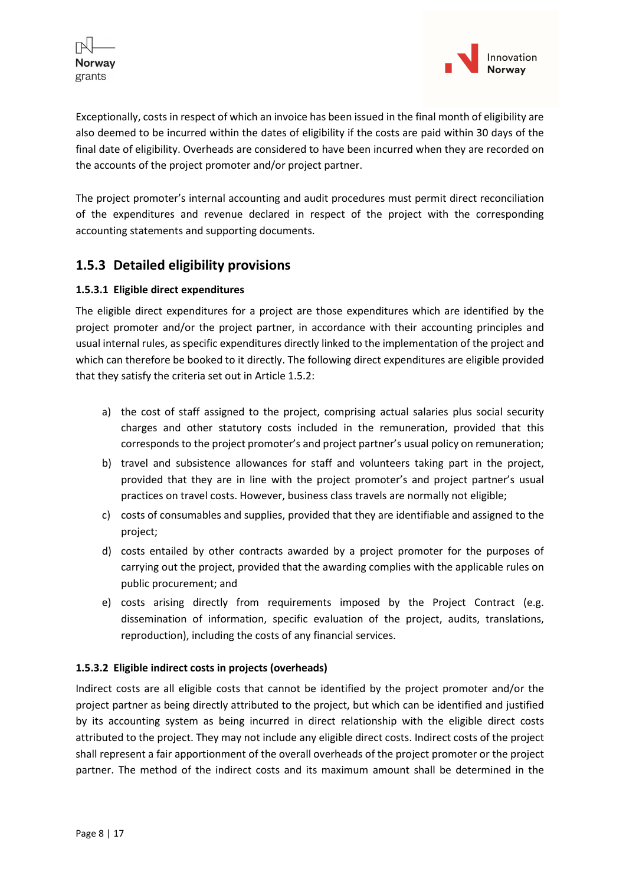Exceptionally, costs in respect of which an invoice has been issued in the final month of eligibility are also deemed to be incurred within the dates of eligibility if the costs are paid within 30 days of the final date of eligibility. Overheads are considered to have been incurred when they are recorded on the accounts of the project promoter and/or project partner.

The project promoter's internal accounting and audit procedures must permit direct reconciliation of the expenditures and revenue declared in respect of the project with the corresponding accounting statements and supporting documents.

## 1.5.3 Detailed eligibility provisions

### 1.5.3.1 Eligible direct expenditures

The eligible direct expenditures for a project are those expenditures which are identified by the project promoter and/or the project partner, in accordance with their accounting principles and usual internal rules, as specific expenditures directly linked to the implementation of the project and which can therefore be booked to it directly. The following direct expenditures are eligible provided that they satisfy the criteria set out in Article 1.5.2:

a) the cost of staff assigned to the project, comprising actual salaries plus social security charges and other statutory costs included in the remuneration, provided that this corresponds to the project promoter's and project partner's usual policy on remuneration;
b) travel and subsistence allowances for staff and volunteers taking part in the project, provided that they are in line with the project promoter's and project partner's usual practices on travel costs. However, business class travels are normally not eligible;
c) costs of consumables and supplies, provided that they are identifiable and assigned to the project;
d) costs entailed by other contracts awarded by a project promoter for the purposes of carrying out the project, provided that the awarding complies with the applicable rules on public procurement; and
e) costs arising directly from requirements imposed by the Project Contract (e.g. dissemination of information, specific evaluation of the project, audits, translations, reproduction), including the costs of any financial services.

### 1.5.3.2 Eligible indirect costs in projects (overheads)

Indirect costs are all eligible costs that cannot be identified by the project promoter and/or the project partner as being directly attributed to the project, but which can be identified and justified by its accounting system as being incurred in direct relationship with the eligible direct costs attributed to the project. They may not include any eligible direct costs. Indirect costs of the project shall represent a fair apportionment of the overall overheads of the project promoter or the project partner. The method of the indirect costs and its maximum amount shall be determined in the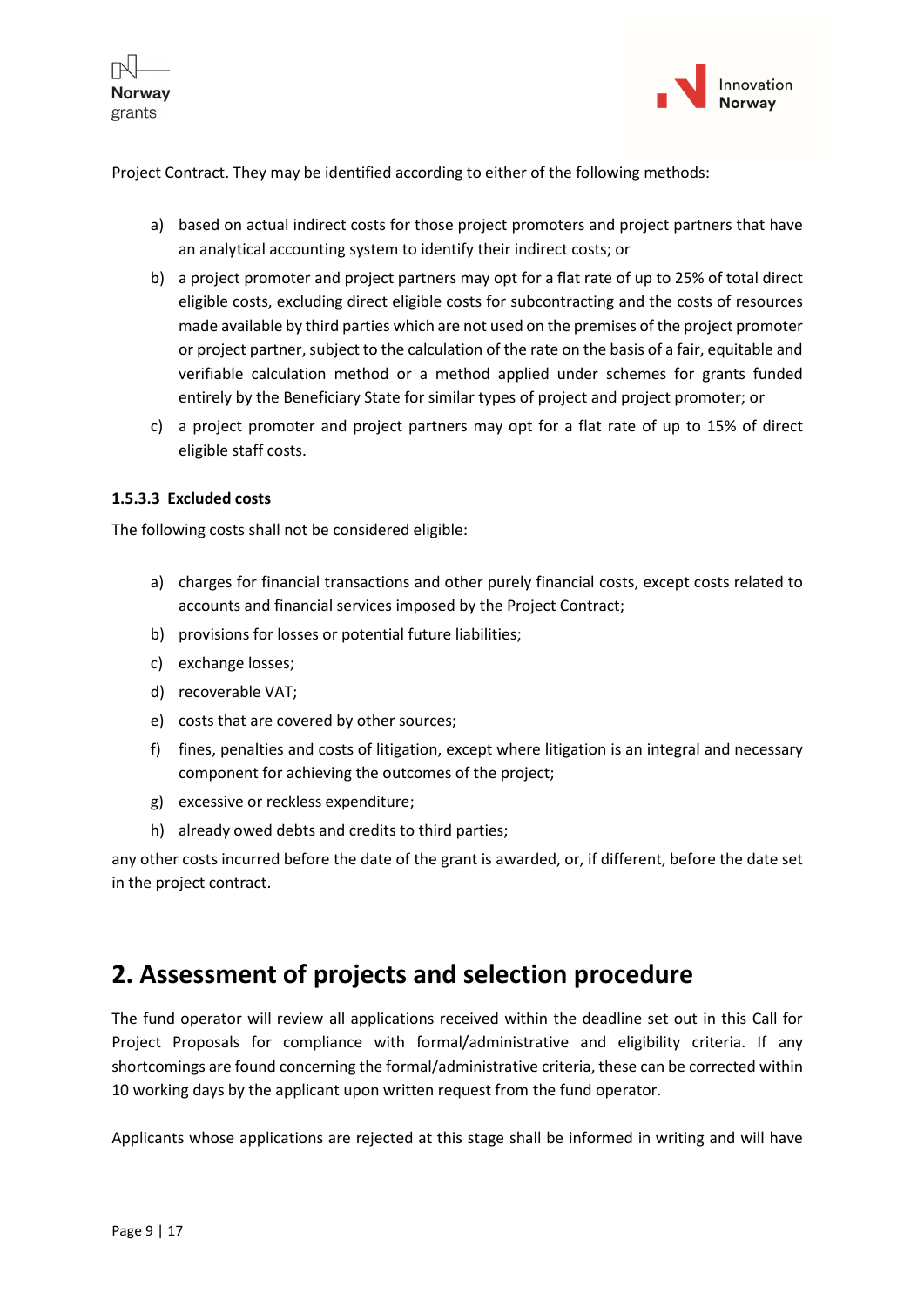Project Contract. They may be identified according to either of the following methods:

a) based on actual indirect costs for those project promoters and project partners that have an analytical accounting system to identify their indirect costs; or
b) a project promoter and project partners may opt for a flat rate of up to 25% of total direct eligible costs, excluding direct eligible costs for subcontracting and the costs of resources made available by third parties which are not used on the premises of the project promoter or project partner, subject to the calculation of the rate on the basis of a fair, equitable and verifiable calculation method or a method applied under schemes for grants funded entirely by the Beneficiary State for similar types of project and project promoter; or
c) a project promoter and project partners may opt for a flat rate of up to 15% of direct eligible staff costs.

#### 1.5.3.3 Excluded costs

The following costs shall not be considered eligible:

a) charges for financial transactions and other purely financial costs, except costs related to accounts and financial services imposed by the Project Contract;
b) provisions for losses or potential future liabilities;
c) exchange losses;
d) recoverable VAT;
e) costs that are covered by other sources;
f) fines, penalties and costs of litigation, except where litigation is an integral and necessary component for achieving the outcomes of the project;
g) excessive or reckless expenditure;
h) already owed debts and credits to third parties;

any other costs incurred before the date of the grant is awarded, or, if different, before the date set in the project contract.

## 2. Assessment of projects and selection procedure

The fund operator will review all applications received within the deadline set out in this Call for Project Proposals for compliance with formal/administrative and eligibility criteria. If any shortcomings are found concerning the formal/administrative criteria, these can be corrected within 10 working days by the applicant upon written request from the fund operator.

Applicants whose applications are rejected at this stage shall be informed in writing and will have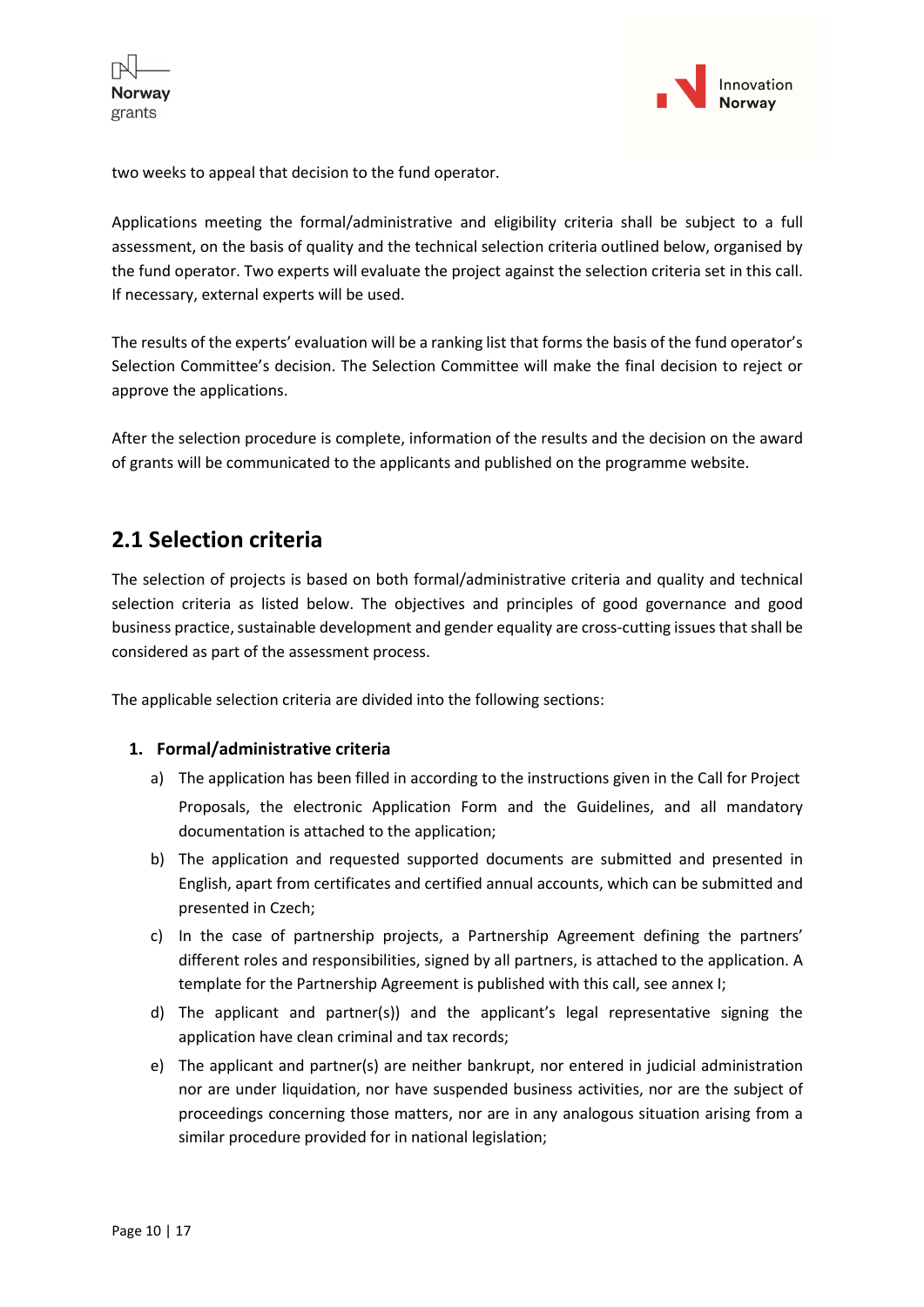two weeks to appeal that decision to the fund operator.

Applications meeting the formal/administrative and eligibility criteria shall be subject to a full assessment, on the basis of quality and the technical selection criteria outlined below, organised by the fund operator. Two experts will evaluate the project against the selection criteria set in this call. If necessary, external experts will be used.

The results of the experts' evaluation will be a ranking list that forms the basis of the fund operator's Selection Committee's decision. The Selection Committee will make the final decision to reject or approve the applications.

After the selection procedure is complete, information of the results and the decision on the award of grants will be communicated to the applicants and published on the programme website.

## 2.1 Selection criteria

The selection of projects is based on both formal/administrative criteria and quality and technical selection criteria as listed below. The objectives and principles of good governance and good business practice, sustainable development and gender equality are cross-cutting issues that shall be considered as part of the assessment process.

The applicable selection criteria are divided into the following sections:

1. **Formal/administrative criteria**
   a) The application has been filled in according to the instructions given in the Call for Project Proposals, the electronic Application Form and the Guidelines, and all mandatory documentation is attached to the application;
   b) The application and requested supported documents are submitted and presented in English, apart from certificates and certified annual accounts, which can be submitted and presented in Czech;
   c) In the case of partnership projects, a Partnership Agreement defining the partners' different roles and responsibilities, signed by all partners, is attached to the application. A template for the Partnership Agreement is published with this call, see annex I;
   d) The applicant and partner(s)) and the applicant's legal representative signing the application have clean criminal and tax records;
   e) The applicant and partner(s) are neither bankrupt, nor entered in judicial administration nor are under liquidation, nor have suspended business activities, nor are the subject of proceedings concerning those matters, nor are in any analogous situation arising from a similar procedure provided for in national legislation;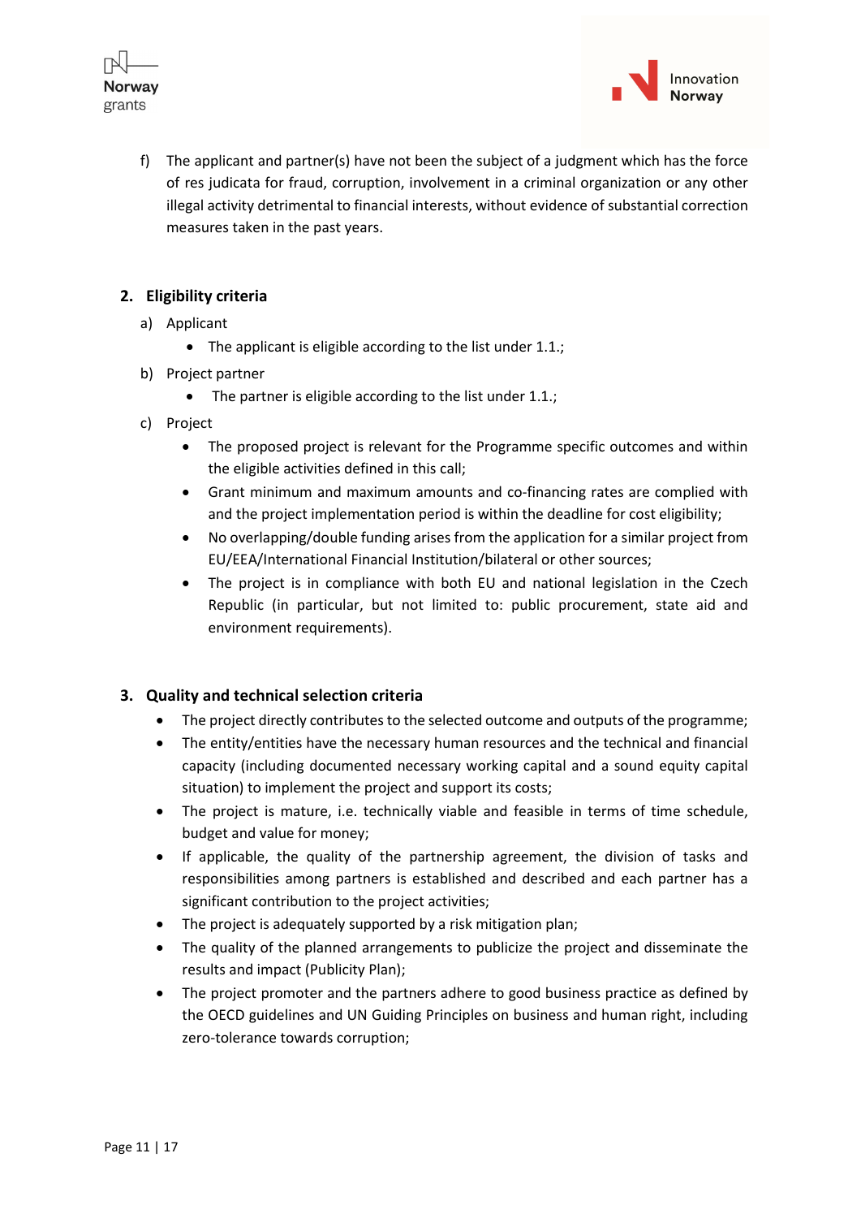f) The applicant and partner(s) have not been the subject of a judgment which has the force of res judicata for fraud, corruption, involvement in a criminal organization or any other illegal activity detrimental to financial interests, without evidence of substantial correction measures taken in the past years.

## 2. Eligibility criteria

a) Applicant
   - The applicant is eligible according to the list under 1.1.;

b) Project partner
   - The partner is eligible according to the list under 1.1.;

c) Project
   - The proposed project is relevant for the Programme specific outcomes and within the eligible activities defined in this call;
   - Grant minimum and maximum amounts and co-financing rates are complied with and the project implementation period is within the deadline for cost eligibility;
   - No overlapping/double funding arises from the application for a similar project from EU/EEA/International Financial Institution/bilateral or other sources;
   - The project is in compliance with both EU and national legislation in the Czech Republic (in particular, but not limited to: public procurement, state aid and environment requirements).

## 3. Quality and technical selection criteria

- The project directly contributes to the selected outcome and outputs of the programme;
- The entity/entities have the necessary human resources and the technical and financial capacity (including documented necessary working capital and a sound equity capital situation) to implement the project and support its costs;
- The project is mature, i.e. technically viable and feasible in terms of time schedule, budget and value for money;
- If applicable, the quality of the partnership agreement, the division of tasks and responsibilities among partners is established and described and each partner has a significant contribution to the project activities;
- The project is adequately supported by a risk mitigation plan;
- The quality of the planned arrangements to publicize the project and disseminate the results and impact (Publicity Plan);
- The project promoter and the partners adhere to good business practice as defined by the OECD guidelines and UN Guiding Principles on business and human right, including zero-tolerance towards corruption;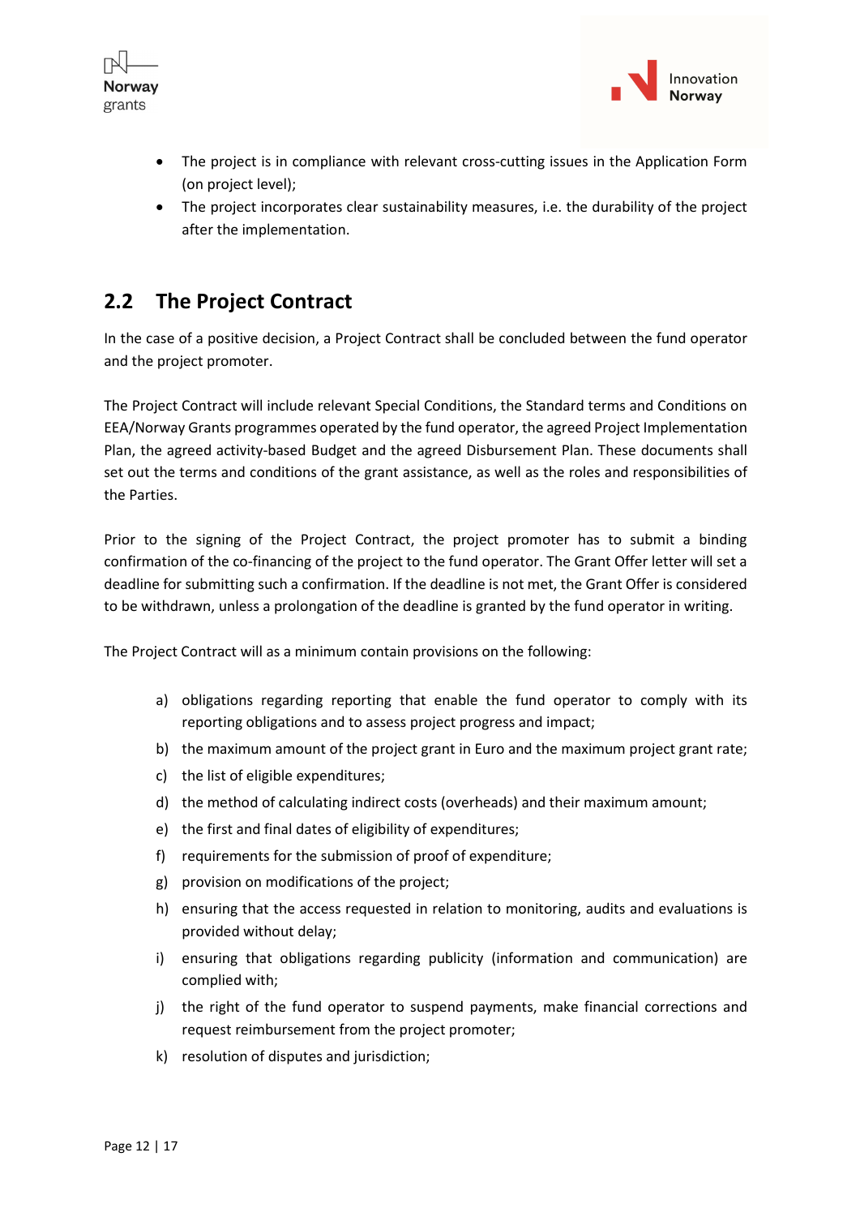- The project is in compliance with relevant cross-cutting issues in the Application Form (on project level);
- The project incorporates clear sustainability measures, i.e. the durability of the project after the implementation.

## 2.2 The Project Contract

In the case of a positive decision, a Project Contract shall be concluded between the fund operator and the project promoter.

The Project Contract will include relevant Special Conditions, the Standard terms and Conditions on EEA/Norway Grants programmes operated by the fund operator, the agreed Project Implementation Plan, the agreed activity-based Budget and the agreed Disbursement Plan. These documents shall set out the terms and conditions of the grant assistance, as well as the roles and responsibilities of the Parties.

Prior to the signing of the Project Contract, the project promoter has to submit a binding confirmation of the co-financing of the project to the fund operator. The Grant Offer letter will set a deadline for submitting such a confirmation. If the deadline is not met, the Grant Offer is considered to be withdrawn, unless a prolongation of the deadline is granted by the fund operator in writing.

The Project Contract will as a minimum contain provisions on the following:

a) obligations regarding reporting that enable the fund operator to comply with its reporting obligations and to assess project progress and impact;
b) the maximum amount of the project grant in Euro and the maximum project grant rate;
c) the list of eligible expenditures;
d) the method of calculating indirect costs (overheads) and their maximum amount;
e) the first and final dates of eligibility of expenditures;
f) requirements for the submission of proof of expenditure;
g) provision on modifications of the project;
h) ensuring that the access requested in relation to monitoring, audits and evaluations is provided without delay;
i) ensuring that obligations regarding publicity (information and communication) are complied with;
j) the right of the fund operator to suspend payments, make financial corrections and request reimbursement from the project promoter;
k) resolution of disputes and jurisdiction;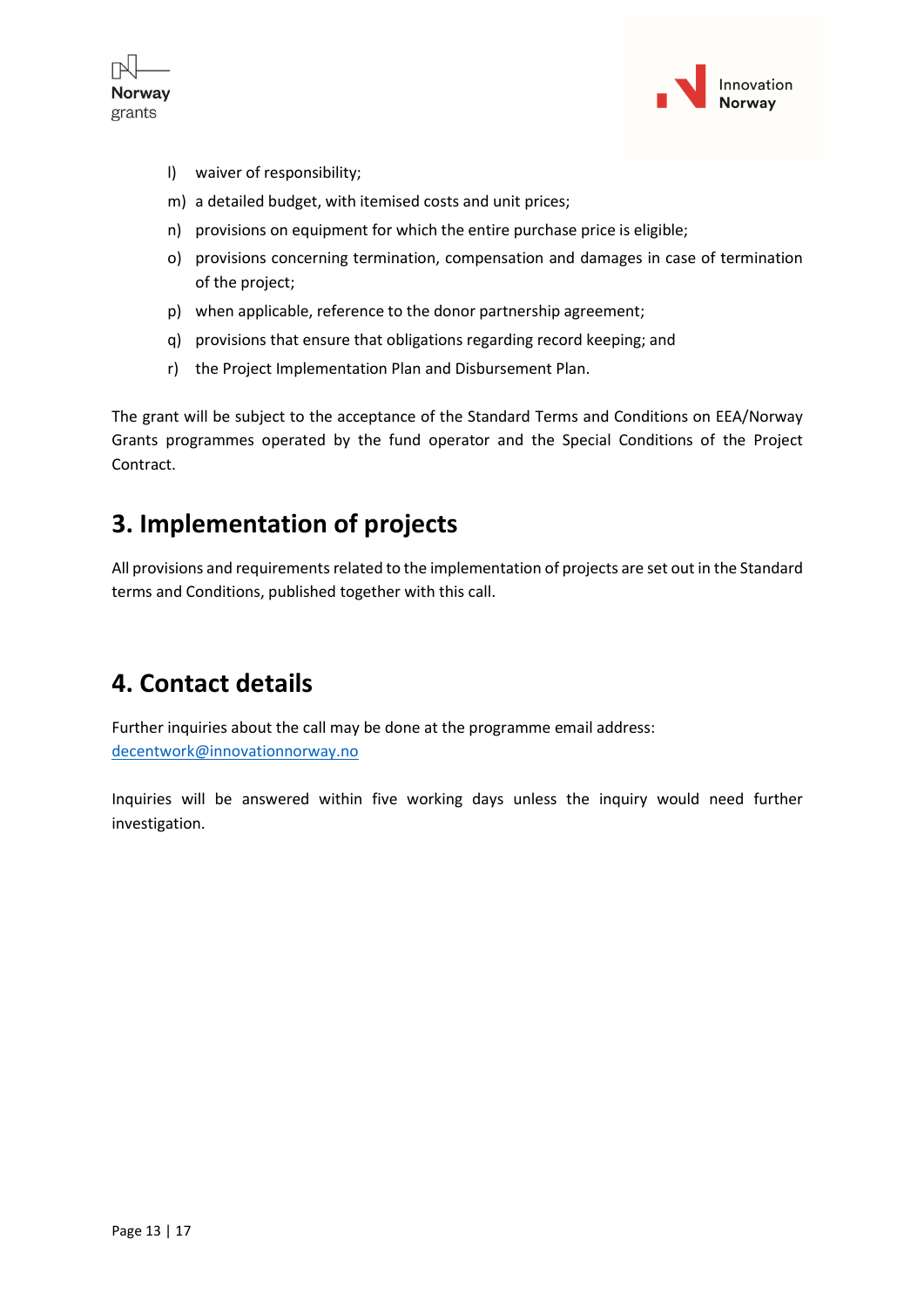l) waiver of responsibility;
m) a detailed budget, with itemised costs and unit prices;
n) provisions on equipment for which the entire purchase price is eligible;
o) provisions concerning termination, compensation and damages in case of termination of the project;
p) when applicable, reference to the donor partnership agreement;
q) provisions that ensure that obligations regarding record keeping; and
r) the Project Implementation Plan and Disbursement Plan.

The grant will be subject to the acceptance of the Standard Terms and Conditions on EEA/Norway Grants programmes operated by the fund operator and the Special Conditions of the Project Contract.

# 3. Implementation of projects

All provisions and requirements related to the implementation of projects are set out in the Standard terms and Conditions, published together with this call.

# 4. Contact details

Further inquiries about the call may be done at the programme email address:
decentwork@innovationnorway.no

Inquiries will be answered within five working days unless the inquiry would need further investigation.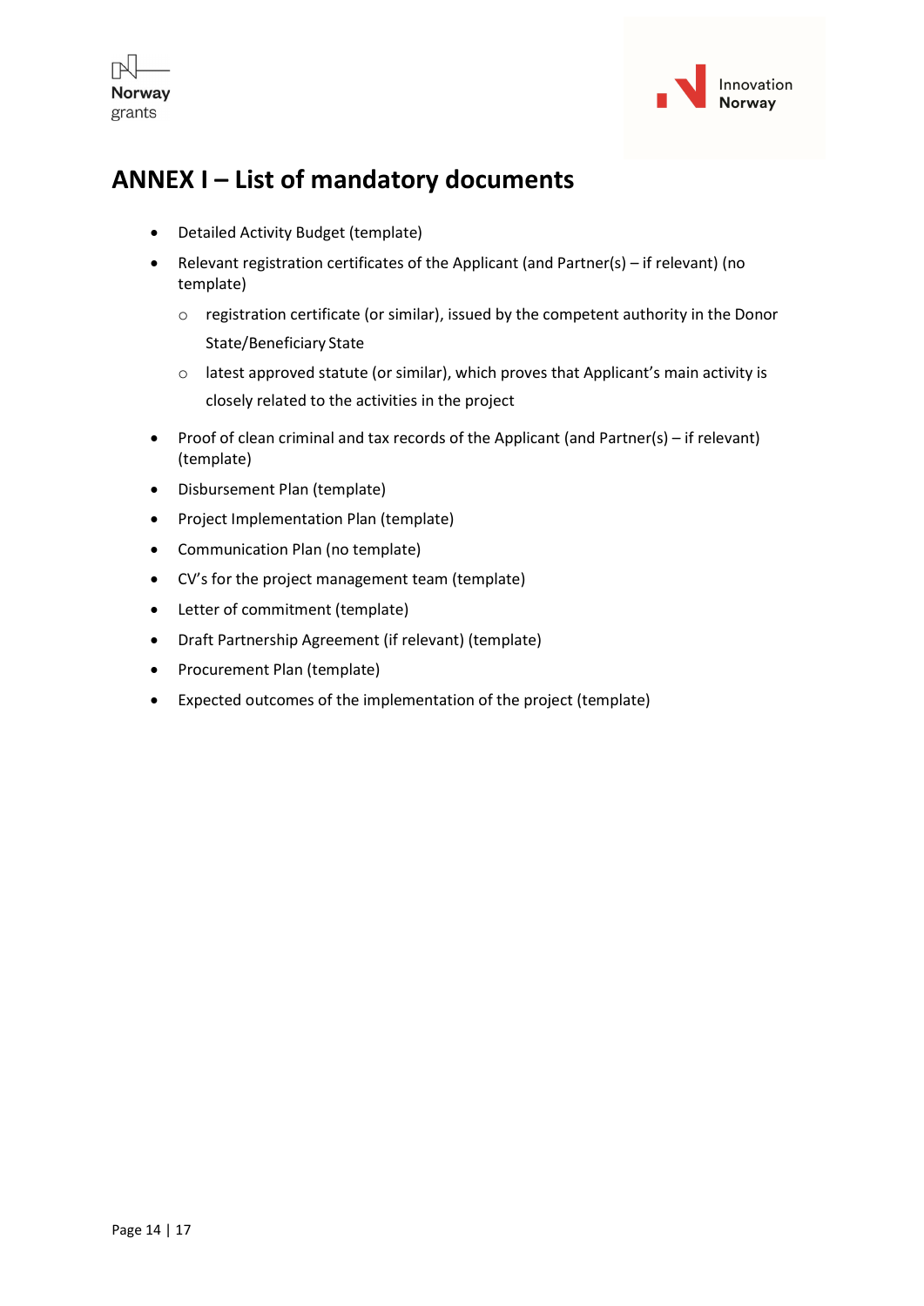# ANNEX I – List of mandatory documents

- Detailed Activity Budget (template)
- Relevant registration certificates of the Applicant (and Partner(s) – if relevant) (no template)
  - registration certificate (or similar), issued by the competent authority in the Donor State/Beneficiary State
  - latest approved statute (or similar), which proves that Applicant's main activity is closely related to the activities in the project
- Proof of clean criminal and tax records of the Applicant (and Partner(s) – if relevant) (template)
- Disbursement Plan (template)
- Project Implementation Plan (template)
- Communication Plan (no template)
- CV's for the project management team (template)
- Letter of commitment (template)
- Draft Partnership Agreement (if relevant) (template)
- Procurement Plan (template)
- Expected outcomes of the implementation of the project (template)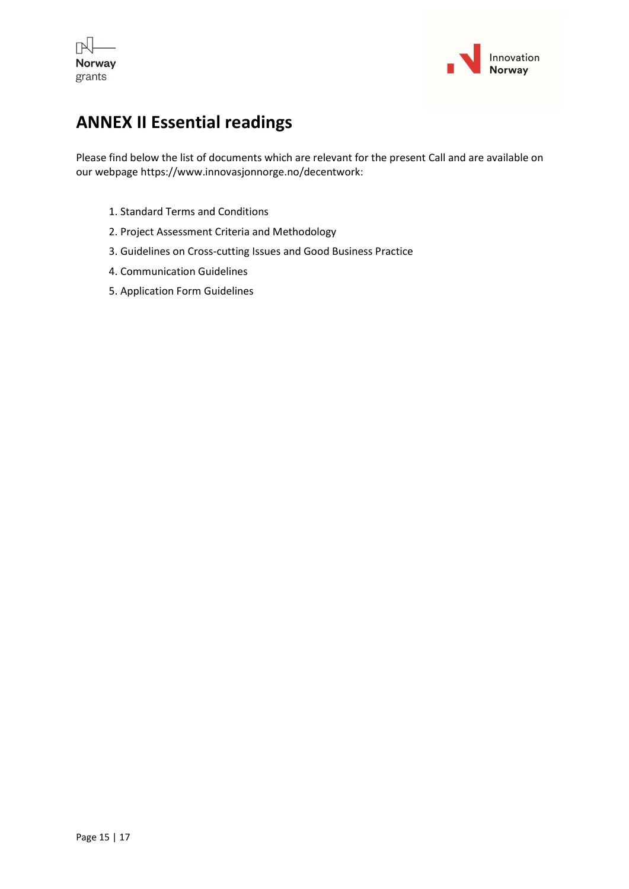# ANNEX II Essential readings

Please find below the list of documents which are relevant for the present Call and are available on our webpage https://www.innovasjonnorge.no/decentwork:

1. Standard Terms and Conditions
2. Project Assessment Criteria and Methodology
3. Guidelines on Cross-cutting Issues and Good Business Practice
4. Communication Guidelines
5. Application Form Guidelines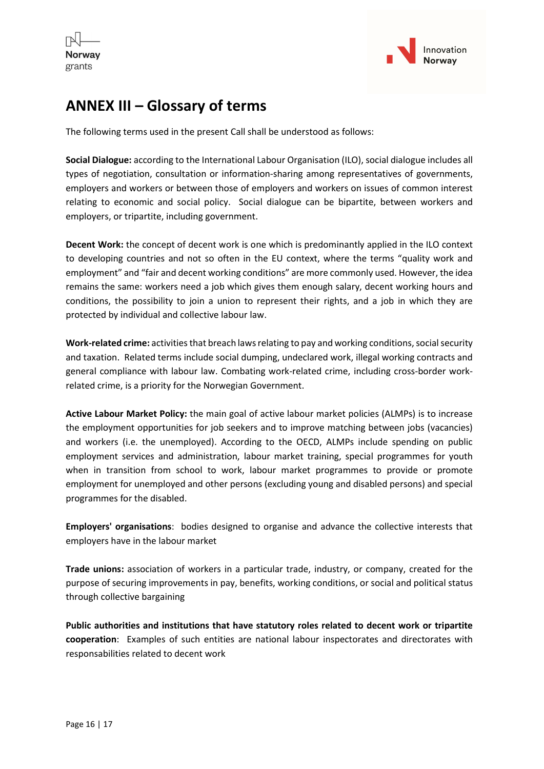# ANNEX III – Glossary of terms

The following terms used in the present Call shall be understood as follows:

**Social Dialogue:** according to the International Labour Organisation (ILO), social dialogue includes all types of negotiation, consultation or information-sharing among representatives of governments, employers and workers or between those of employers and workers on issues of common interest relating to economic and social policy. Social dialogue can be bipartite, between workers and employers, or tripartite, including government.

**Decent Work:** the concept of decent work is one which is predominantly applied in the ILO context to developing countries and not so often in the EU context, where the terms "quality work and employment" and "fair and decent working conditions" are more commonly used. However, the idea remains the same: workers need a job which gives them enough salary, decent working hours and conditions, the possibility to join a union to represent their rights, and a job in which they are protected by individual and collective labour law.

**Work-related crime:** activities that breach laws relating to pay and working conditions, social security and taxation. Related terms include social dumping, undeclared work, illegal working contracts and general compliance with labour law. Combating work-related crime, including cross-border work-related crime, is a priority for the Norwegian Government.

**Active Labour Market Policy:** the main goal of active labour market policies (ALMPs) is to increase the employment opportunities for job seekers and to improve matching between jobs (vacancies) and workers (i.e. the unemployed). According to the OECD, ALMPs include spending on public employment services and administration, labour market training, special programmes for youth when in transition from school to work, labour market programmes to provide or promote employment for unemployed and other persons (excluding young and disabled persons) and special programmes for the disabled.

**Employers' organisations**: bodies designed to organise and advance the collective interests that employers have in the labour market

**Trade unions:** association of workers in a particular trade, industry, or company, created for the purpose of securing improvements in pay, benefits, working conditions, or social and political status through collective bargaining

**Public authorities and institutions that have statutory roles related to decent work or tripartite cooperation**: Examples of such entities are national labour inspectorates and directorates with responsabilities related to decent work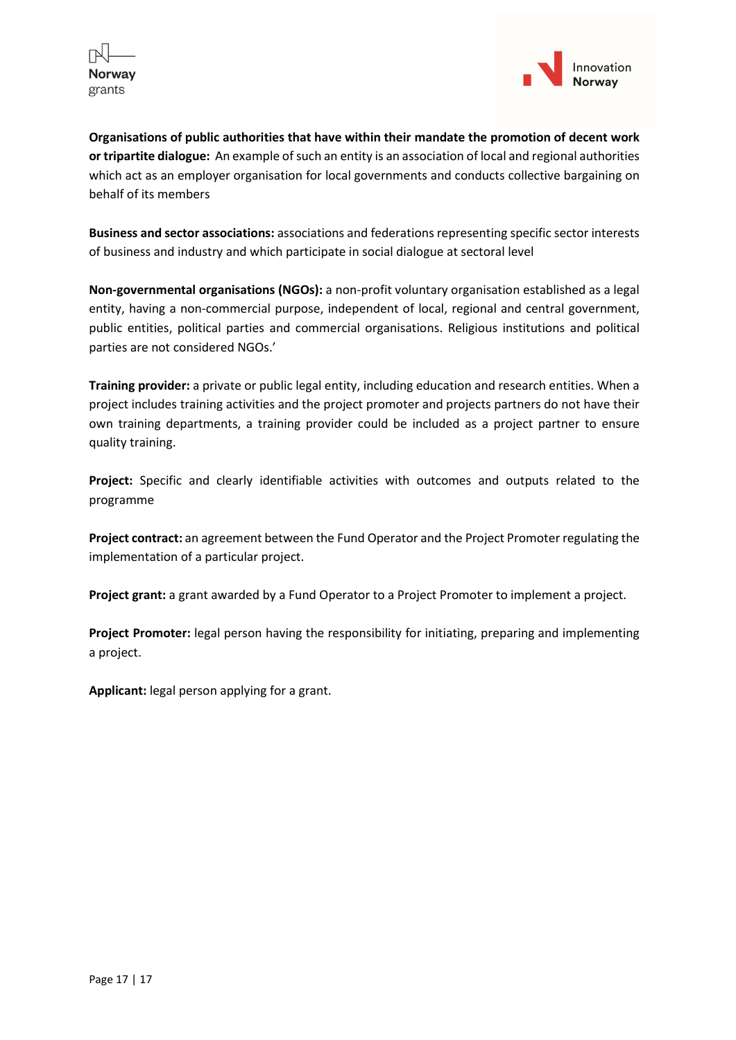**Organisations of public authorities that have within their mandate the promotion of decent work or tripartite dialogue:** An example of such an entity is an association of local and regional authorities which act as an employer organisation for local governments and conducts collective bargaining on behalf of its members

**Business and sector associations:** associations and federations representing specific sector interests of business and industry and which participate in social dialogue at sectoral level

**Non-governmental organisations (NGOs):** a non-profit voluntary organisation established as a legal entity, having a non-commercial purpose, independent of local, regional and central government, public entities, political parties and commercial organisations. Religious institutions and political parties are not considered NGOs.'

**Training provider:** a private or public legal entity, including education and research entities. When a project includes training activities and the project promoter and projects partners do not have their own training departments, a training provider could be included as a project partner to ensure quality training.

**Project:** Specific and clearly identifiable activities with outcomes and outputs related to the programme

**Project contract:** an agreement between the Fund Operator and the Project Promoter regulating the implementation of a particular project.

**Project grant:** a grant awarded by a Fund Operator to a Project Promoter to implement a project.

**Project Promoter:** legal person having the responsibility for initiating, preparing and implementing a project.

**Applicant:** legal person applying for a grant.